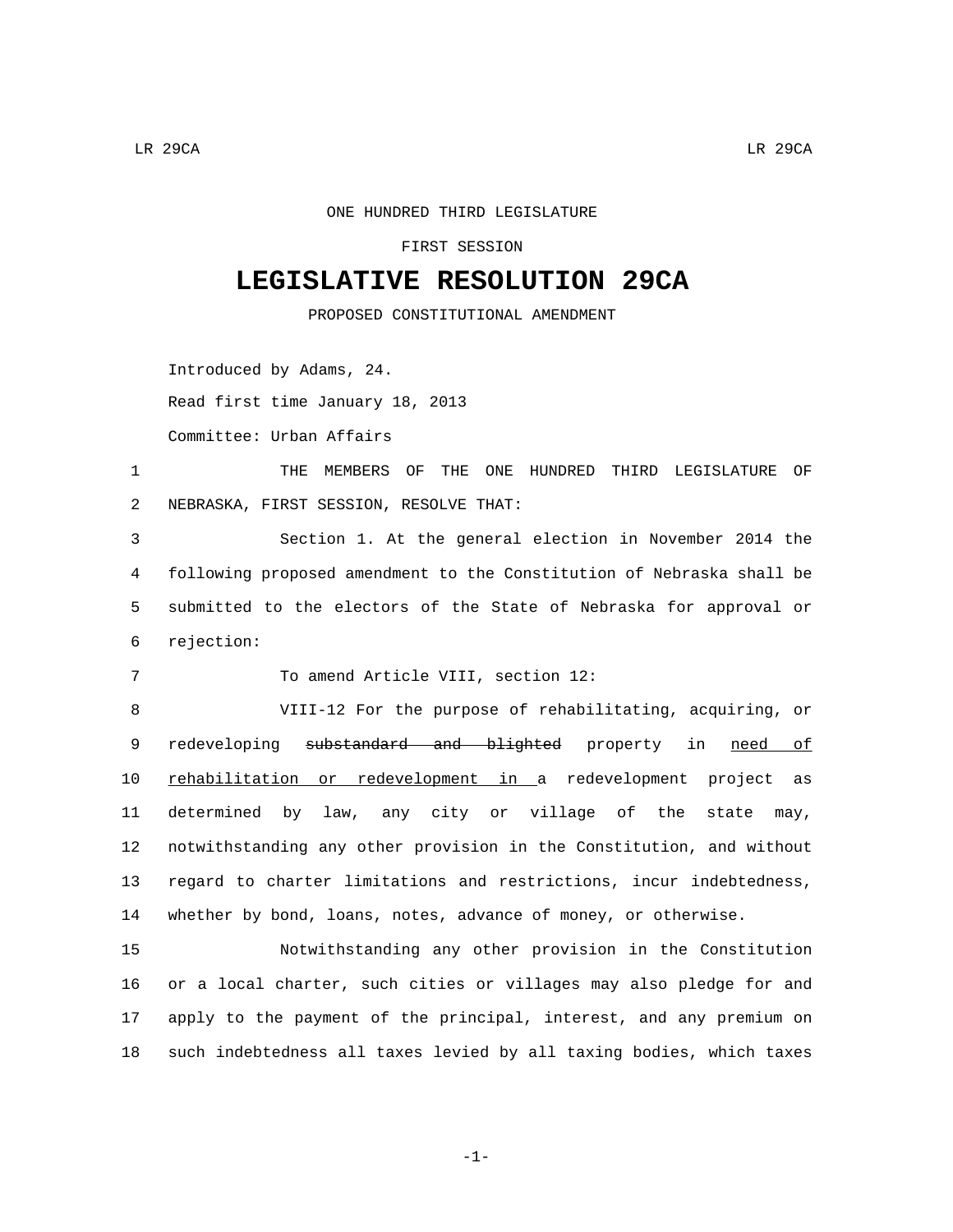ONE HUNDRED THIRD LEGISLATURE

FIRST SESSION

# LEGISLATIVE RESOLUTION 29CA

PROPOSED CONSTITUTIONAL AMENDMENT

Introduced by Adams, 24.

Read first time January 18, 2013

Committee: Urban Affairs

1 THE MEMBERS OF THE ONE HUNDRED THIRD LEGISLATURE OF
2 NEBRASKA, FIRST SESSION, RESOLVE THAT:

3 Section 1. At the general election in November 2014 the
4 following proposed amendment to the Constitution of Nebraska shall be
5 submitted to the electors of the State of Nebraska for approval or
6 rejection:

7 To amend Article VIII, section 12:

8 VIII-12 For the purpose of rehabilitating, acquiring, or
9 redeveloping ~~substandard and blighted~~ property in <u>need of</u>
10 <u>rehabilitation or redevelopment in</u> a redevelopment project as
11 determined by law, any city or village of the state may,
12 notwithstanding any other provision in the Constitution, and without
13 regard to charter limitations and restrictions, incur indebtedness,
14 whether by bond, loans, notes, advance of money, or otherwise.

15 Notwithstanding any other provision in the Constitution
16 or a local charter, such cities or villages may also pledge for and
17 apply to the payment of the principal, interest, and any premium on
18 such indebtedness all taxes levied by all taxing bodies, which taxes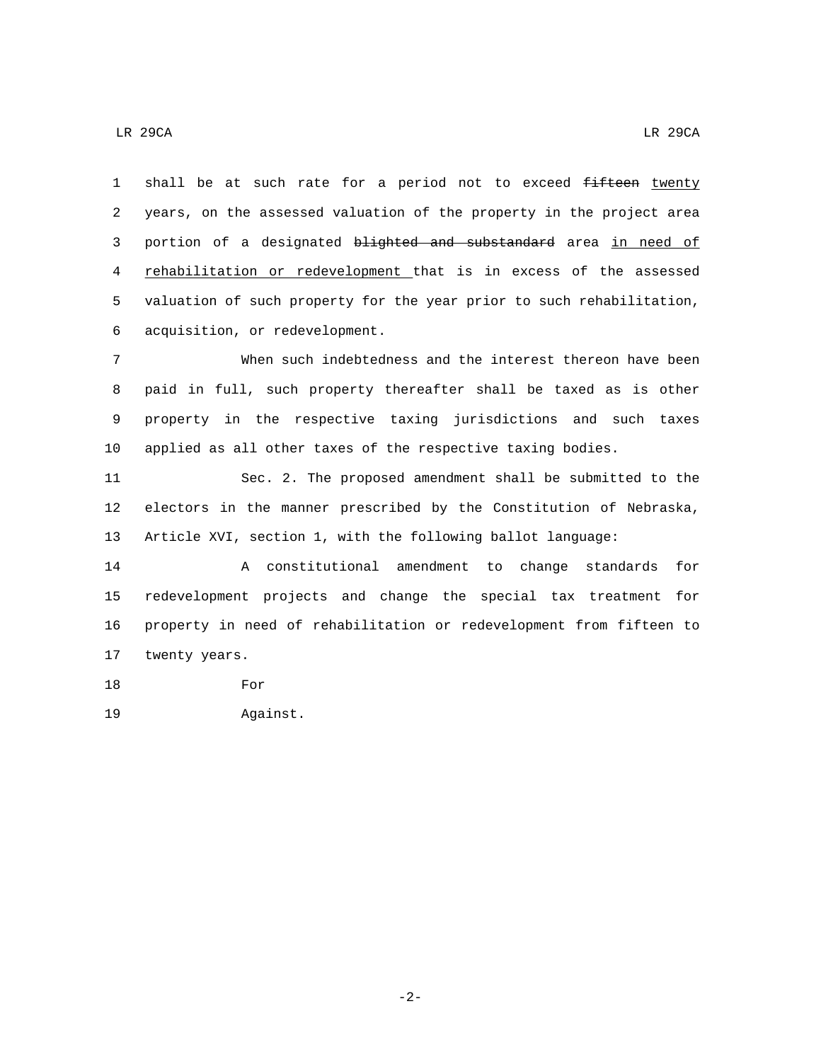shall be at such rate for a period not to exceed ~~fifteen~~ <u>twenty</u> years, on the assessed valuation of the property in the project area portion of a designated ~~blighted and substandard~~ area <u>in need of rehabilitation or redevelopment</u> that is in excess of the assessed valuation of such property for the year prior to such rehabilitation, acquisition, or redevelopment.

When such indebtedness and the interest thereon have been paid in full, such property thereafter shall be taxed as is other property in the respective taxing jurisdictions and such taxes applied as all other taxes of the respective taxing bodies.

Sec. 2. The proposed amendment shall be submitted to the electors in the manner prescribed by the Constitution of Nebraska, Article XVI, section 1, with the following ballot language:

A constitutional amendment to change standards for redevelopment projects and change the special tax treatment for property in need of rehabilitation or redevelopment from fifteen to twenty years.

For

Against.